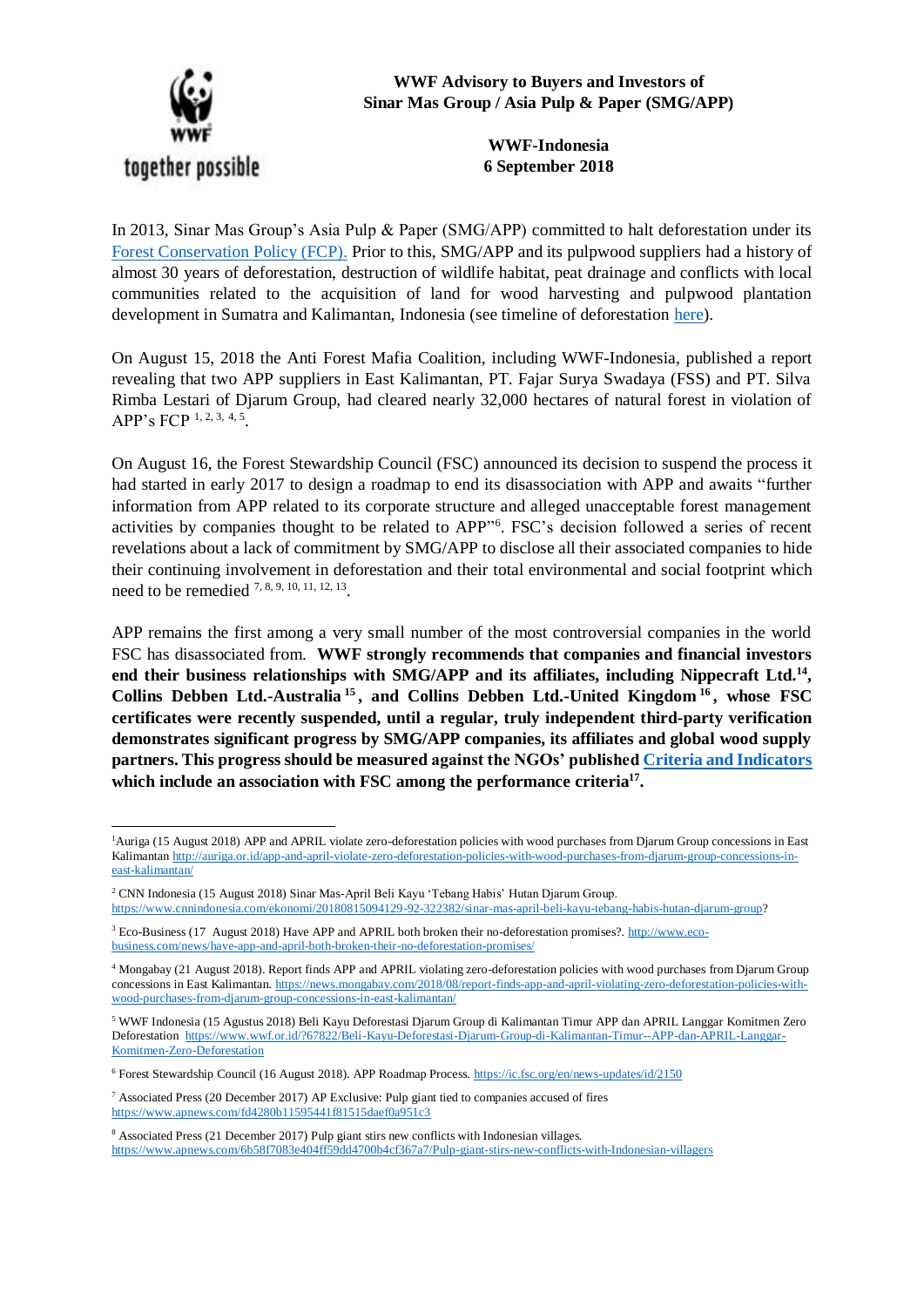**WWF Advisory to Buyers and Investors of Sinar Mas Group / Asia Pulp & Paper (SMG/APP)**

**WWF-Indonesia**
**6 September 2018**

In 2013, Sinar Mas Group's Asia Pulp & Paper (SMG/APP) committed to halt deforestation under its Forest Conservation Policy (FCP). Prior to this, SMG/APP and its pulpwood suppliers had a history of almost 30 years of deforestation, destruction of wildlife habitat, peat drainage and conflicts with local communities related to the acquisition of land for wood harvesting and pulpwood plantation development in Sumatra and Kalimantan, Indonesia (see timeline of deforestation here).

On August 15, 2018 the Anti Forest Mafia Coalition, including WWF-Indonesia, published a report revealing that two APP suppliers in East Kalimantan, PT. Fajar Surya Swadaya (FSS) and PT. Silva Rimba Lestari of Djarum Group, had cleared nearly 32,000 hectares of natural forest in violation of APP's FCP [1, 2, 3, 4, 5].

On August 16, the Forest Stewardship Council (FSC) announced its decision to suspend the process it had started in early 2017 to design a roadmap to end its disassociation with APP and awaits "further information from APP related to its corporate structure and alleged unacceptable forest management activities by companies thought to be related to APP"[6]. FSC's decision followed a series of recent revelations about a lack of commitment by SMG/APP to disclose all their associated companies to hide their continuing involvement in deforestation and their total environmental and social footprint which need to be remedied [7, 8, 9, 10, 11, 12, 13].

APP remains the first among a very small number of the most controversial companies in the world FSC has disassociated from. **WWF strongly recommends that companies and financial investors end their business relationships with SMG/APP and its affiliates, including Nippecraft Ltd.[14], Collins Debben Ltd.-Australia[15], and Collins Debben Ltd.-United Kingdom[16], whose FSC certificates were recently suspended, until a regular, truly independent third-party verification demonstrates significant progress by SMG/APP companies, its affiliates and global wood supply partners. This progress should be measured against the NGOs' published Criteria and Indicators which include an association with FSC among the performance criteria[17].**

---

[1] Auriga (15 August 2018) APP and APRIL violate zero-deforestation policies with wood purchases from Djarum Group concessions in East Kalimantan http://auriga.or.id/app-and-april-violate-zero-deforestation-policies-with-wood-purchases-from-djarum-group-concessions-in-east-kalimantan/

[2] CNN Indonesia (15 August 2018) Sinar Mas-April Beli Kayu 'Tebang Habis' Hutan Djarum Group. https://www.cnnindonesia.com/ekonomi/20180815094129-92-322382/sinar-mas-april-beli-kayu-tebang-habis-hutan-djarum-group?

[3] Eco-Business (17 August 2018) Have APP and APRIL both broken their no-deforestation promises?. http://www.eco-business.com/news/have-app-and-april-both-broken-their-no-deforestation-promises/

[4] Mongabay (21 August 2018). Report finds APP and APRIL violating zero-deforestation policies with wood purchases from Djarum Group concessions in East Kalimantan. https://news.mongabay.com/2018/08/report-finds-app-and-april-violating-zero-deforestation-policies-with-wood-purchases-from-djarum-group-concessions-in-east-kalimantan/

[5] WWF Indonesia (15 Agustus 2018) Beli Kayu Deforestasi Djarum Group di Kalimantan Timur APP dan APRIL Langgar Komitmen Zero Deforestation https://www.wwf.or.id/?67822/Beli-Kayu-Deforestasi-Djarum-Group-di-Kalimantan-Timur--APP-dan-APRIL-Langgar-Komitmen-Zero-Deforestation

[6] Forest Stewardship Council (16 August 2018). APP Roadmap Process. https://ic.fsc.org/en/news-updates/id/2150

[7] Associated Press (20 December 2017) AP Exclusive: Pulp giant tied to companies accused of fires https://www.apnews.com/fd4280b11595441f81515daef0a951c3

[8] Associated Press (21 December 2017) Pulp giant stirs new conflicts with Indonesian villages. https://www.apnews.com/6b58f7083e404ff59dd4700b4cf367a7/Pulp-giant-stirs-new-conflicts-with-Indonesian-villagers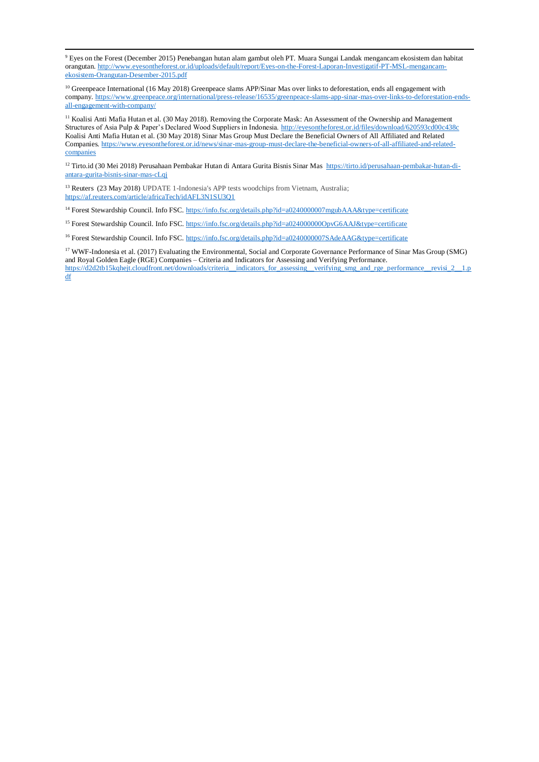[9] Eyes on the Forest (December 2015) Penebangan hutan alam gambut oleh PT. Muara Sungai Landak mengancam ekosistem dan habitat orangutan. http://www.eyesontheforest.or.id/uploads/default/report/Eyes-on-the-Forest-Laporan-Investigatif-PT-MSL-mengancam-ekosistem-Orangutan-Desember-2015.pdf

[10] Greenpeace International (16 May 2018) Greenpeace slams APP/Sinar Mas over links to deforestation, ends all engagement with company. https://www.greenpeace.org/international/press-release/16535/greenpeace-slams-app-sinar-mas-over-links-to-deforestation-ends-all-engagement-with-company/

[11] Koalisi Anti Mafia Hutan et al. (30 May 2018). Removing the Corporate Mask: An Assessment of the Ownership and Management Structures of Asia Pulp & Paper's Declared Wood Suppliers in Indonesia. http://eyesontheforest.or.id/files/download/620593cd00c438c Koalisi Anti Mafia Hutan et al. (30 May 2018) Sinar Mas Group Must Declare the Beneficial Owners of All Affiliated and Related Companies. https://www.eyesontheforest.or.id/news/sinar-mas-group-must-declare-the-beneficial-owners-of-all-affiliated-and-related-companies

[12] Tirto.id (30 Mei 2018) Perusahaan Pembakar Hutan di Antara Gurita Bisnis Sinar Mas https://tirto.id/perusahaan-pembakar-hutan-di-antara-gurita-bisnis-sinar-mas-cLqj

[13] Reuters (23 May 2018) UPDATE 1-Indonesia's APP tests woodchips from Vietnam, Australia; https://af.reuters.com/article/africaTech/idAFL3N1SU3Q1

[14] Forest Stewardship Council. Info FSC. https://info.fsc.org/details.php?id=a0240000007mgubAAA&type=certificate

[15] Forest Stewardship Council. Info FSC. https://info.fsc.org/details.php?id=a024000000OpvG6AAJ&type=certificate

[16] Forest Stewardship Council. Info FSC. https://info.fsc.org/details.php?id=a0240000007SAdeAAG&type=certificate

[17] WWF-Indonesia et al. (2017) Evaluating the Environmental, Social and Corporate Governance Performance of Sinar Mas Group (SMG) and Royal Golden Eagle (RGE) Companies – Criteria and Indicators for Assessing and Verifying Performance. https://d2d2tb15kqhejt.cloudfront.net/downloads/criteria__indicators_for_assessing__verifying_smg_and_rge_performance__revisi_2__1.pdf